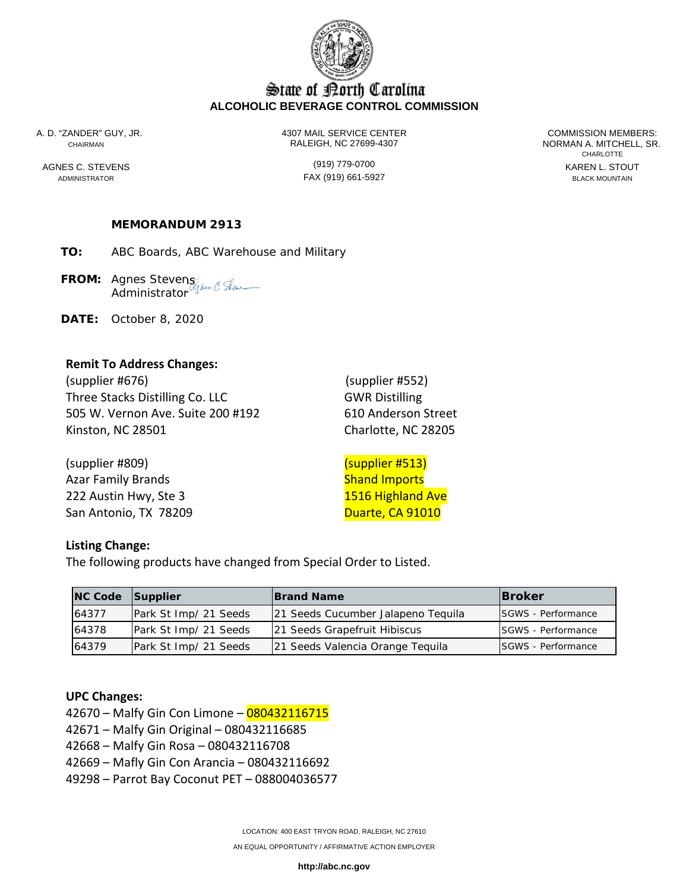# State of North Carolina
## ALCOHOLIC BEVERAGE CONTROL COMMISSION

A. D. "ZANDER" GUY, JR.
CHAIRMAN

AGNES C. STEVENS
ADMINISTRATOR

4307 MAIL SERVICE CENTER
RALEIGH, NC 27699-4307

(919) 779-0700
FAX (919) 661-5927

COMMISSION MEMBERS:
NORMAN A. MITCHELL, SR.
CHARLOTTE
KAREN L. STOUT
BLACK MOUNTAIN

**MEMORANDUM 2913**

**TO:** ABC Boards, ABC Warehouse and Military

**FROM:** Agnes Stevens
Administrator

**DATE:** October 8, 2020

### Remit To Address Changes:

(supplier #676)
Three Stacks Distilling Co. LLC
505 W. Vernon Ave. Suite 200 #192
Kinston, NC 28501

(supplier #552)
GWR Distilling
610 Anderson Street
Charlotte, NC 28205

(supplier #809)
Azar Family Brands
222 Austin Hwy, Ste 3
San Antonio, TX 78209

(supplier #513)
Shand Imports
1516 Highland Ave
Duarte, CA 91010

### Listing Change:

The following products have changed from Special Order to Listed.

| NC Code | Supplier | Brand Name | Broker |
|---|---|---|---|
| 64377 | Park St Imp/ 21 Seeds | 21 Seeds Cucumber Jalapeno Tequila | SGWS - Performance |
| 64378 | Park St Imp/ 21 Seeds | 21 Seeds Grapefruit Hibiscus | SGWS - Performance |
| 64379 | Park St Imp/ 21 Seeds | 21 Seeds Valencia Orange Tequila | SGWS - Performance |

### UPC Changes:

42670 – Malfy Gin Con Limone – 080432116715
42671 – Malfy Gin Original – 080432116685
42668 – Malfy Gin Rosa – 080432116708
42669 – Mafly Gin Con Arancia – 080432116692
49298 – Parrot Bay Coconut PET – 088004036577

LOCATION: 400 EAST TRYON ROAD, RALEIGH, NC 27610
AN EQUAL OPPORTUNITY / AFFIRMATIVE ACTION EMPLOYER

http://abc.nc.gov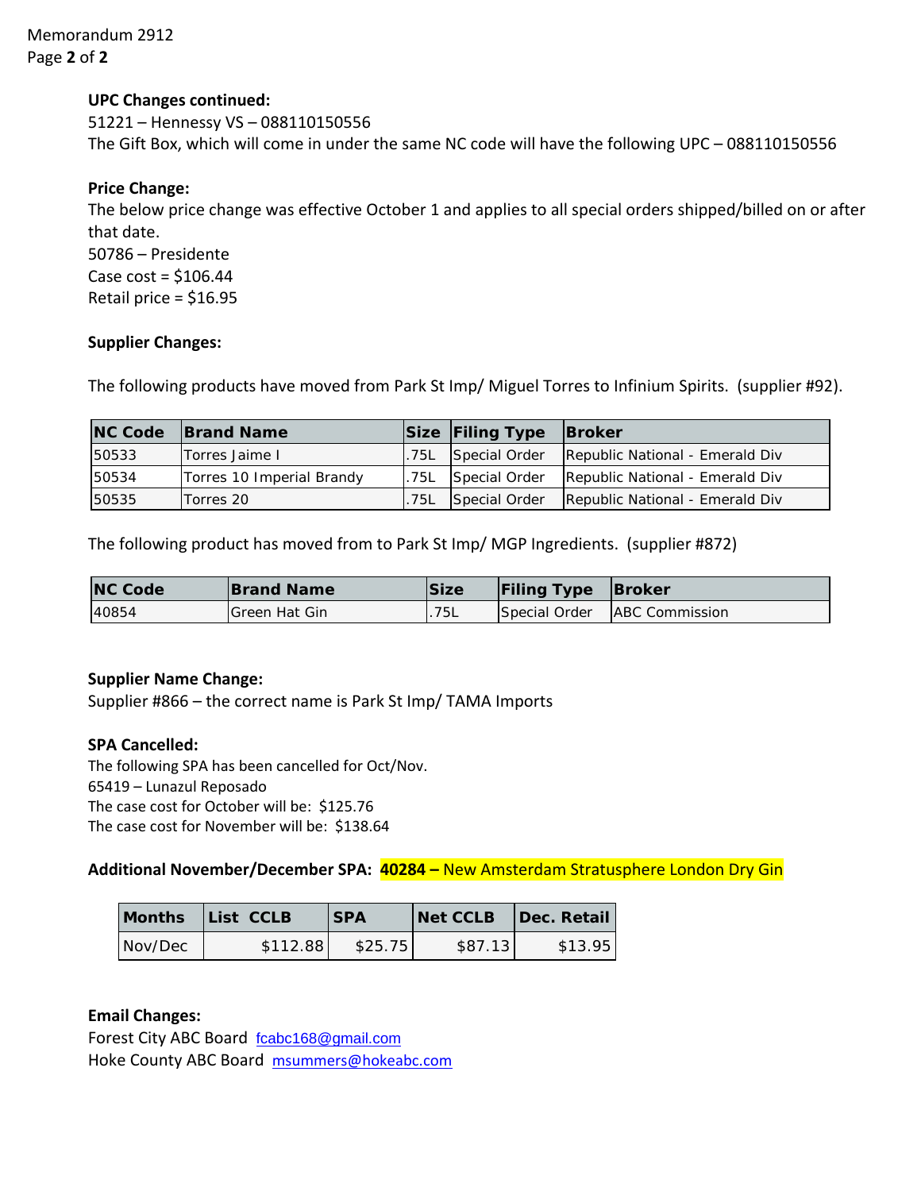**UPC Changes continued:**

51221 – Hennessy VS – 088110150556

The Gift Box, which will come in under the same NC code will have the following UPC – 088110150556

**Price Change:**

The below price change was effective October 1 and applies to all special orders shipped/billed on or after that date.

50786 – Presidente

Case cost = $106.44

Retail price = $16.95

**Supplier Changes:**

The following products have moved from Park St Imp/ Miguel Torres to Infinium Spirits. (supplier #92).

| NC Code | Brand Name | Size | Filing Type | Broker |
|---|---|---|---|---|
| 50533 | Torres Jaime I | .75L | Special Order | Republic National - Emerald Div |
| 50534 | Torres 10 Imperial Brandy | .75L | Special Order | Republic National - Emerald Div |
| 50535 | Torres 20 | .75L | Special Order | Republic National - Emerald Div |

The following product has moved from to Park St Imp/ MGP Ingredients. (supplier #872)

| NC Code | Brand Name | Size | Filing Type | Broker |
|---|---|---|---|---|
| 40854 | Green Hat Gin | .75L | Special Order | ABC Commission |

**Supplier Name Change:**

Supplier #866 – the correct name is Park St Imp/ TAMA Imports

**SPA Cancelled:**

The following SPA has been cancelled for Oct/Nov.

65419 – Lunazul Reposado

The case cost for October will be: $125.76

The case cost for November will be: $138.64

**Additional November/December SPA:** **40284 –** New Amsterdam Stratusphere London Dry Gin

| Months | List CCLB | SPA | Net CCLB | Dec. Retail |
|---|---|---|---|---|
| Nov/Dec | $112.88 | $25.75 | $87.13 | $13.95 |

**Email Changes:**

Forest City ABC Board fcabc168@gmail.com

Hoke County ABC Board msummers@hokeabc.com